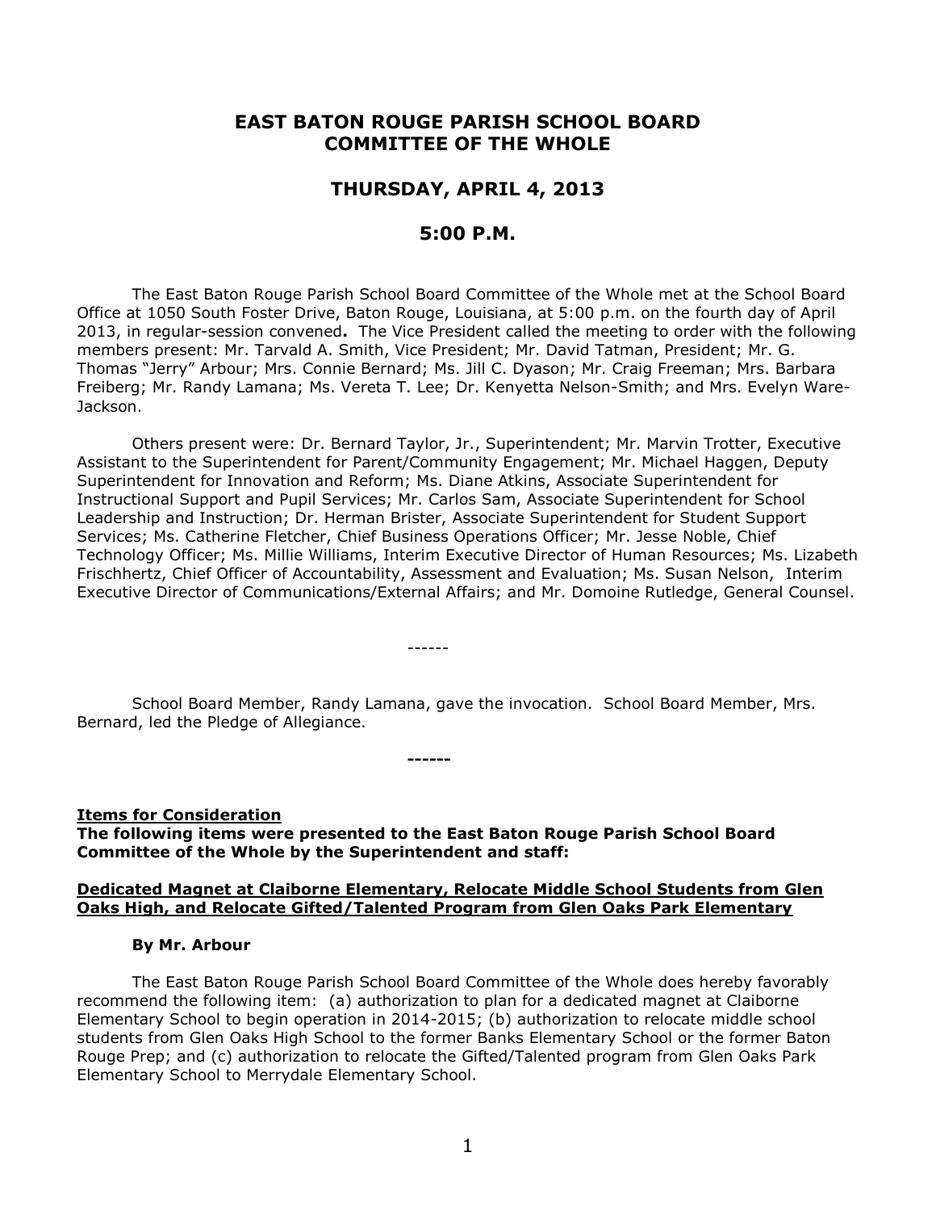# EAST BATON ROUGE PARISH SCHOOL BOARD COMMITTEE OF THE WHOLE

## THURSDAY, APRIL 4, 2013

## 5:00 P.M.

The East Baton Rouge Parish School Board Committee of the Whole met at the School Board Office at 1050 South Foster Drive, Baton Rouge, Louisiana, at 5:00 p.m. on the fourth day of April 2013, in regular-session convened**.** The Vice President called the meeting to order with the following members present: Mr. Tarvald A. Smith, Vice President; Mr. David Tatman, President; Mr. G. Thomas "Jerry" Arbour; Mrs. Connie Bernard; Ms. Jill C. Dyason; Mr. Craig Freeman; Mrs. Barbara Freiberg; Mr. Randy Lamana; Ms. Vereta T. Lee; Dr. Kenyetta Nelson-Smith; and Mrs. Evelyn Ware-Jackson.

Others present were: Dr. Bernard Taylor, Jr., Superintendent; Mr. Marvin Trotter, Executive Assistant to the Superintendent for Parent/Community Engagement; Mr. Michael Haggen, Deputy Superintendent for Innovation and Reform; Ms. Diane Atkins, Associate Superintendent for Instructional Support and Pupil Services; Mr. Carlos Sam, Associate Superintendent for School Leadership and Instruction; Dr. Herman Brister, Associate Superintendent for Student Support Services; Ms. Catherine Fletcher, Chief Business Operations Officer; Mr. Jesse Noble, Chief Technology Officer; Ms. Millie Williams, Interim Executive Director of Human Resources; Ms. Lizabeth Frischhertz, Chief Officer of Accountability, Assessment and Evaluation; Ms. Susan Nelson, Interim Executive Director of Communications/External Affairs; and Mr. Domoine Rutledge, General Counsel.

------

School Board Member, Randy Lamana, gave the invocation. School Board Member, Mrs. Bernard, led the Pledge of Allegiance.

**------**

**Items for Consideration**

**The following items were presented to the East Baton Rouge Parish School Board Committee of the Whole by the Superintendent and staff:**

**Dedicated Magnet at Claiborne Elementary, Relocate Middle School Students from Glen Oaks High, and Relocate Gifted/Talented Program from Glen Oaks Park Elementary**

**By Mr. Arbour**

The East Baton Rouge Parish School Board Committee of the Whole does hereby favorably recommend the following item: (a) authorization to plan for a dedicated magnet at Claiborne Elementary School to begin operation in 2014-2015; (b) authorization to relocate middle school students from Glen Oaks High School to the former Banks Elementary School or the former Baton Rouge Prep; and (c) authorization to relocate the Gifted/Talented program from Glen Oaks Park Elementary School to Merrydale Elementary School.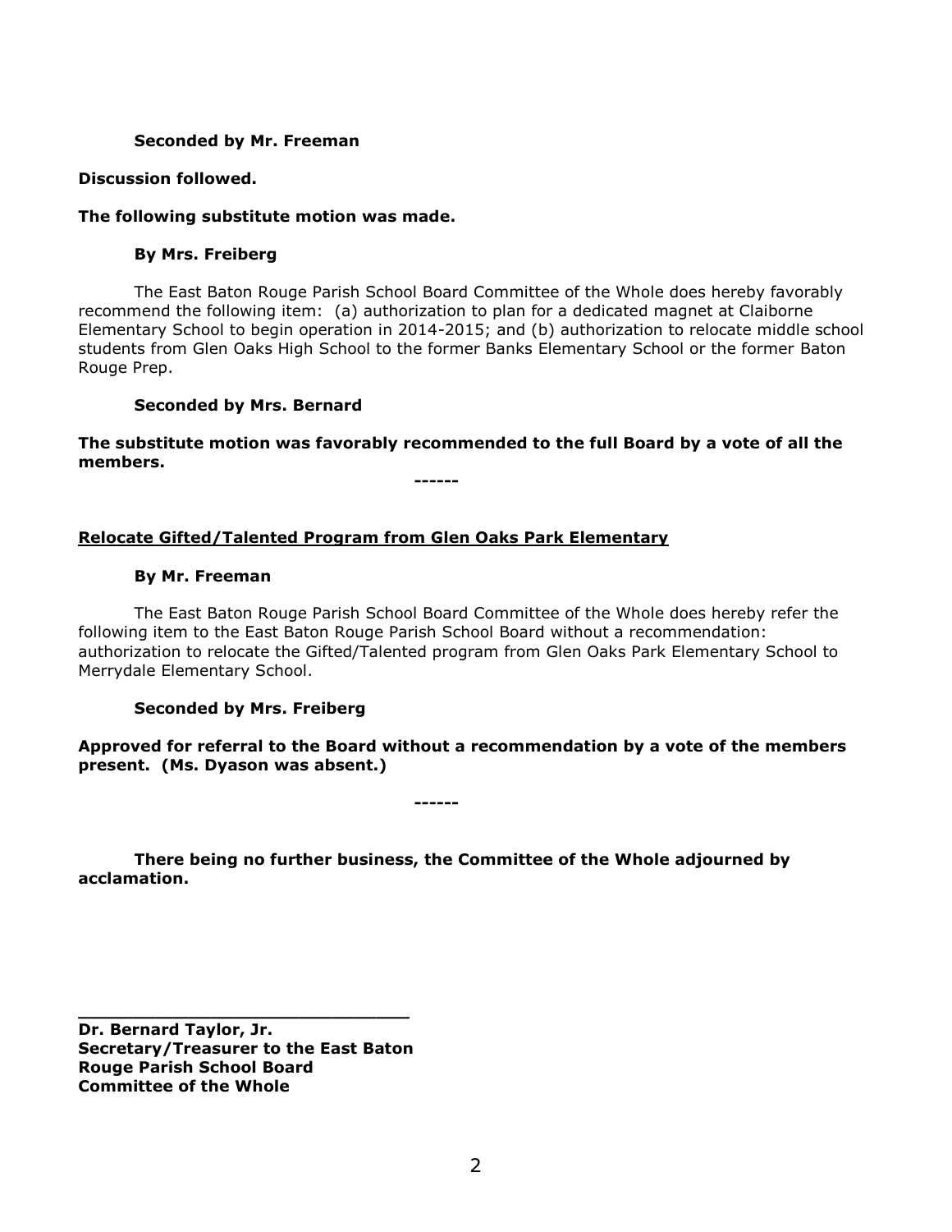**Seconded by Mr. Freeman**

**Discussion followed.**

**The following substitute motion was made.**

**By Mrs. Freiberg**

The East Baton Rouge Parish School Board Committee of the Whole does hereby favorably recommend the following item: (a) authorization to plan for a dedicated magnet at Claiborne Elementary School to begin operation in 2014-2015; and (b) authorization to relocate middle school students from Glen Oaks High School to the former Banks Elementary School or the former Baton Rouge Prep.

**Seconded by Mrs. Bernard**

**The substitute motion was favorably recommended to the full Board by a vote of all the members.**

------

**<u>Relocate Gifted/Talented Program from Glen Oaks Park Elementary</u>**

**By Mr. Freeman**

The East Baton Rouge Parish School Board Committee of the Whole does hereby refer the following item to the East Baton Rouge Parish School Board without a recommendation: authorization to relocate the Gifted/Talented program from Glen Oaks Park Elementary School to Merrydale Elementary School.

**Seconded by Mrs. Freiberg**

**Approved for referral to the Board without a recommendation by a vote of the members present. (Ms. Dyason was absent.)**

------

**There being no further business, the Committee of the Whole adjourned by acclamation.**

\_\_\_\_\_\_\_\_\_\_\_\_\_\_\_\_\_\_\_\_\_\_\_\_\_\_\_\_\_\_\_\_

**Dr. Bernard Taylor, Jr.**
**Secretary/Treasurer to the East Baton Rouge Parish School Board**
**Committee of the Whole**